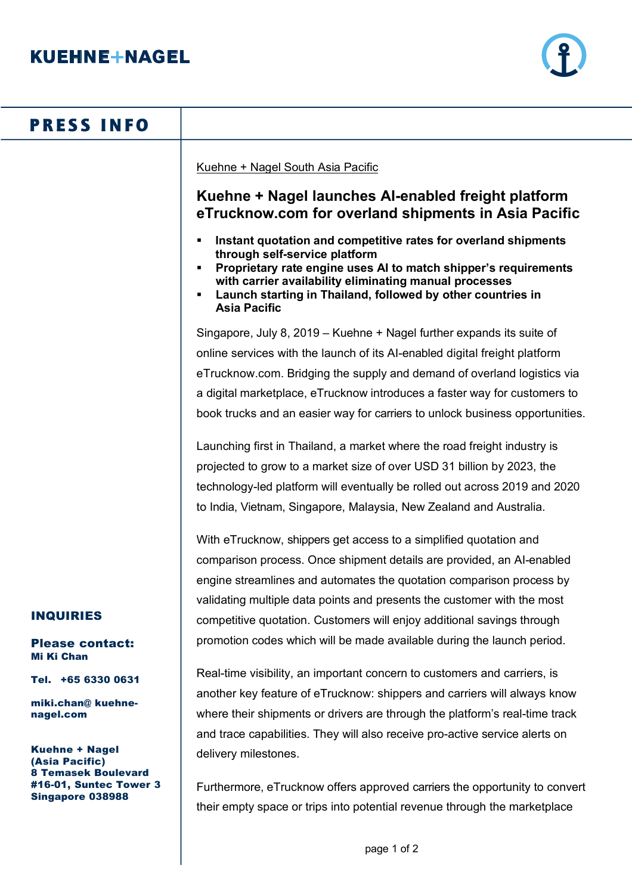# KUEHNE+NAGEL

## PRESS INFO

Kuehne + Nagel South Asia Pacific

## Kuehne + Nagel launches AI-enabled freight platform eTrucknow.com for overland shipments in Asia Pacific

- **Instant quotation and competitive rates for overland shipments through self-service platform**
- **Proprietary rate engine uses AI to match shipper's requirements with carrier availability eliminating manual processes**
- **Launch starting in Thailand, followed by other countries in Asia Pacific**

Singapore, July 8, 2019 – Kuehne + Nagel further expands its suite of online services with the launch of its AI-enabled digital freight platform eTrucknow.com. Bridging the supply and demand of overland logistics via a digital marketplace, eTrucknow introduces a faster way for customers to book trucks and an easier way for carriers to unlock business opportunities.

Launching first in Thailand, a market where the road freight industry is projected to grow to a market size of over USD 31 billion by 2023, the technology-led platform will eventually be rolled out across 2019 and 2020 to India, Vietnam, Singapore, Malaysia, New Zealand and Australia.

With eTrucknow, shippers get access to a simplified quotation and comparison process. Once shipment details are provided, an AI-enabled engine streamlines and automates the quotation comparison process by validating multiple data points and presents the customer with the most competitive quotation. Customers will enjoy additional savings through promotion codes which will be made available during the launch period.

Real-time visibility, an important concern to customers and carriers, is another key feature of eTrucknow: shippers and carriers will always know where their shipments or drivers are through the platform's real-time track and trace capabilities. They will also receive pro-active service alerts on delivery milestones.

Furthermore, eTrucknow offers approved carriers the opportunity to convert their empty space or trips into potential revenue through the marketplace

**INQUIRIES**

**Please contact:**
**Mi Ki Chan**

**Tel. +65 6330 0631**

**miki.chan@ kuehne-nagel.com**

**Kuehne + Nagel (Asia Pacific)**
**8 Temasek Boulevard**
**#16-01, Suntec Tower 3**
**Singapore 038988**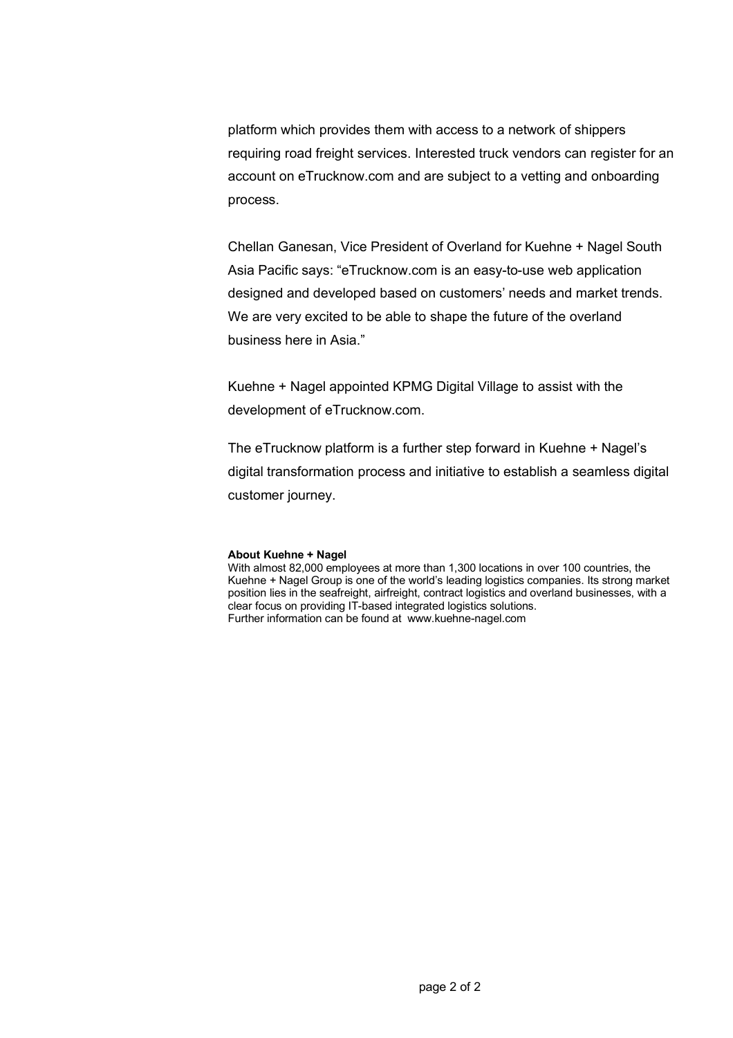platform which provides them with access to a network of shippers requiring road freight services. Interested truck vendors can register for an account on eTrucknow.com and are subject to a vetting and onboarding process.

Chellan Ganesan, Vice President of Overland for Kuehne + Nagel South Asia Pacific says: “eTrucknow.com is an easy-to-use web application designed and developed based on customers’ needs and market trends. We are very excited to be able to shape the future of the overland business here in Asia.”

Kuehne + Nagel appointed KPMG Digital Village to assist with the development of eTrucknow.com.

The eTrucknow platform is a further step forward in Kuehne + Nagel’s digital transformation process and initiative to establish a seamless digital customer journey.

**About Kuehne + Nagel**
With almost 82,000 employees at more than 1,300 locations in over 100 countries, the Kuehne + Nagel Group is one of the world’s leading logistics companies. Its strong market position lies in the seafreight, airfreight, contract logistics and overland businesses, with a clear focus on providing IT-based integrated logistics solutions.
Further information can be found at www.kuehne-nagel.com